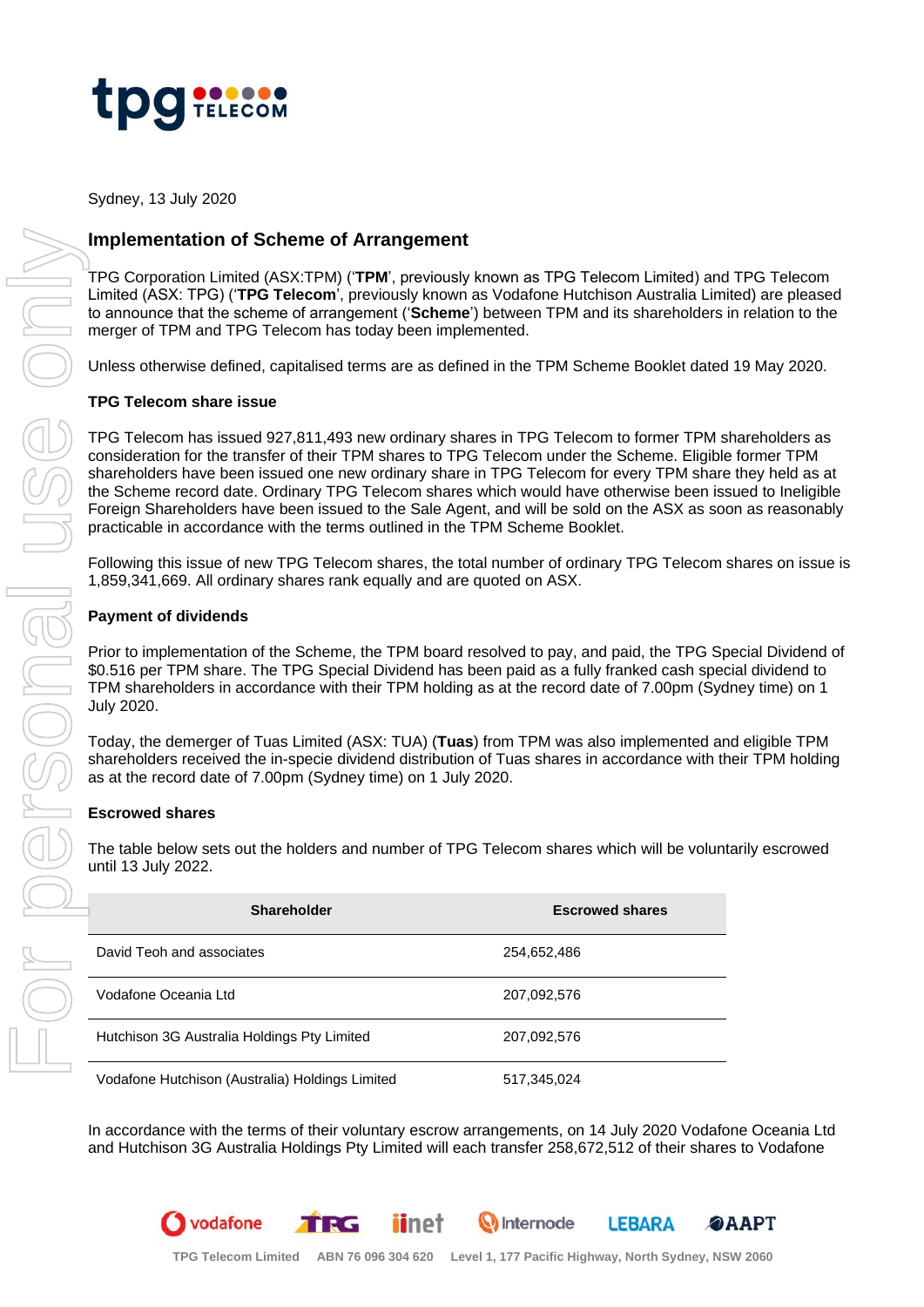Sydney, 13 July 2020

## Implementation of Scheme of Arrangement

TPG Corporation Limited (ASX:TPM) ('**TPM**', previously known as TPG Telecom Limited) and TPG Telecom Limited (ASX: TPG) ('**TPG Telecom**', previously known as Vodafone Hutchison Australia Limited) are pleased to announce that the scheme of arrangement ('**Scheme**') between TPM and its shareholders in relation to the merger of TPM and TPG Telecom has today been implemented.

Unless otherwise defined, capitalised terms are as defined in the TPM Scheme Booklet dated 19 May 2020.

### TPG Telecom share issue

TPG Telecom has issued 927,811,493 new ordinary shares in TPG Telecom to former TPM shareholders as consideration for the transfer of their TPM shares to TPG Telecom under the Scheme. Eligible former TPM shareholders have been issued one new ordinary share in TPG Telecom for every TPM share they held as at the Scheme record date. Ordinary TPG Telecom shares which would have otherwise been issued to Ineligible Foreign Shareholders have been issued to the Sale Agent, and will be sold on the ASX as soon as reasonably practicable in accordance with the terms outlined in the TPM Scheme Booklet.

Following this issue of new TPG Telecom shares, the total number of ordinary TPG Telecom shares on issue is 1,859,341,669. All ordinary shares rank equally and are quoted on ASX.

### Payment of dividends

Prior to implementation of the Scheme, the TPM board resolved to pay, and paid, the TPG Special Dividend of $0.516 per TPM share. The TPG Special Dividend has been paid as a fully franked cash special dividend to TPM shareholders in accordance with their TPM holding as at the record date of 7.00pm (Sydney time) on 1 July 2020.

Today, the demerger of Tuas Limited (ASX: TUA) (**Tuas**) from TPM was also implemented and eligible TPM shareholders received the in-specie dividend distribution of Tuas shares in accordance with their TPM holding as at the record date of 7.00pm (Sydney time) on 1 July 2020.

### Escrowed shares

The table below sets out the holders and number of TPG Telecom shares which will be voluntarily escrowed until 13 July 2022.

| Shareholder | Escrowed shares |
|---|---|
| David Teoh and associates | 254,652,486 |
| Vodafone Oceania Ltd | 207,092,576 |
| Hutchison 3G Australia Holdings Pty Limited | 207,092,576 |
| Vodafone Hutchison (Australia) Holdings Limited | 517,345,024 |

In accordance with the terms of their voluntary escrow arrangements, on 14 July 2020 Vodafone Oceania Ltd and Hutchison 3G Australia Holdings Pty Limited will each transfer 258,672,512 of their shares to Vodafone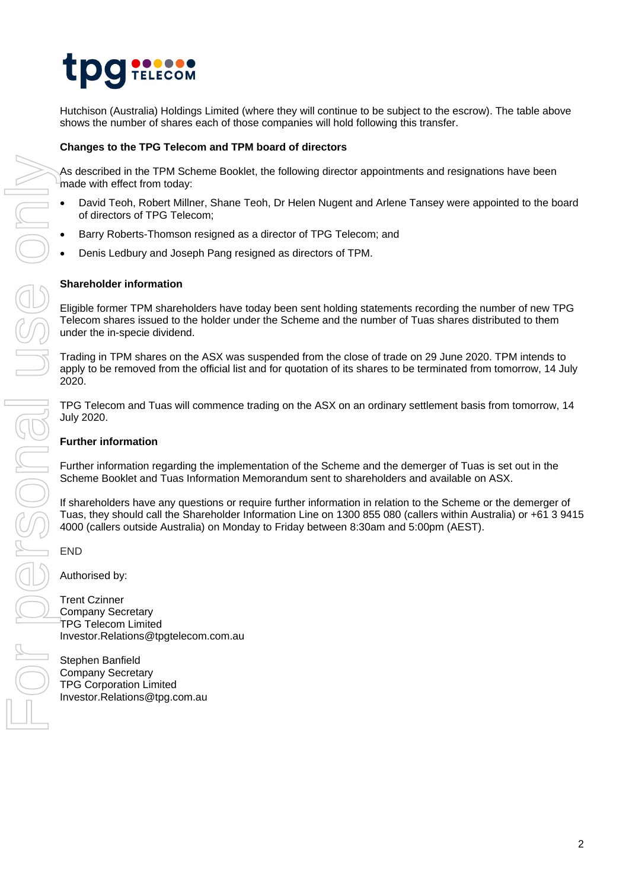Hutchison (Australia) Holdings Limited (where they will continue to be subject to the escrow). The table above shows the number of shares each of those companies will hold following this transfer.

**Changes to the TPG Telecom and TPM board of directors**

As described in the TPM Scheme Booklet, the following director appointments and resignations have been made with effect from today:

- David Teoh, Robert Millner, Shane Teoh, Dr Helen Nugent and Arlene Tansey were appointed to the board of directors of TPG Telecom;
- Barry Roberts-Thomson resigned as a director of TPG Telecom; and
- Denis Ledbury and Joseph Pang resigned as directors of TPM.

**Shareholder information**

Eligible former TPM shareholders have today been sent holding statements recording the number of new TPG Telecom shares issued to the holder under the Scheme and the number of Tuas shares distributed to them under the in-specie dividend.

Trading in TPM shares on the ASX was suspended from the close of trade on 29 June 2020. TPM intends to apply to be removed from the official list and for quotation of its shares to be terminated from tomorrow, 14 July 2020.

TPG Telecom and Tuas will commence trading on the ASX on an ordinary settlement basis from tomorrow, 14 July 2020.

**Further information**

Further information regarding the implementation of the Scheme and the demerger of Tuas is set out in the Scheme Booklet and Tuas Information Memorandum sent to shareholders and available on ASX.

If shareholders have any questions or require further information in relation to the Scheme or the demerger of Tuas, they should call the Shareholder Information Line on 1300 855 080 (callers within Australia) or +61 3 9415 4000 (callers outside Australia) on Monday to Friday between 8:30am and 5:00pm (AEST).

END

Authorised by:

Trent Czinner
Company Secretary
TPG Telecom Limited
Investor.Relations@tpgtelecom.com.au

Stephen Banfield
Company Secretary
TPG Corporation Limited
Investor.Relations@tpg.com.au